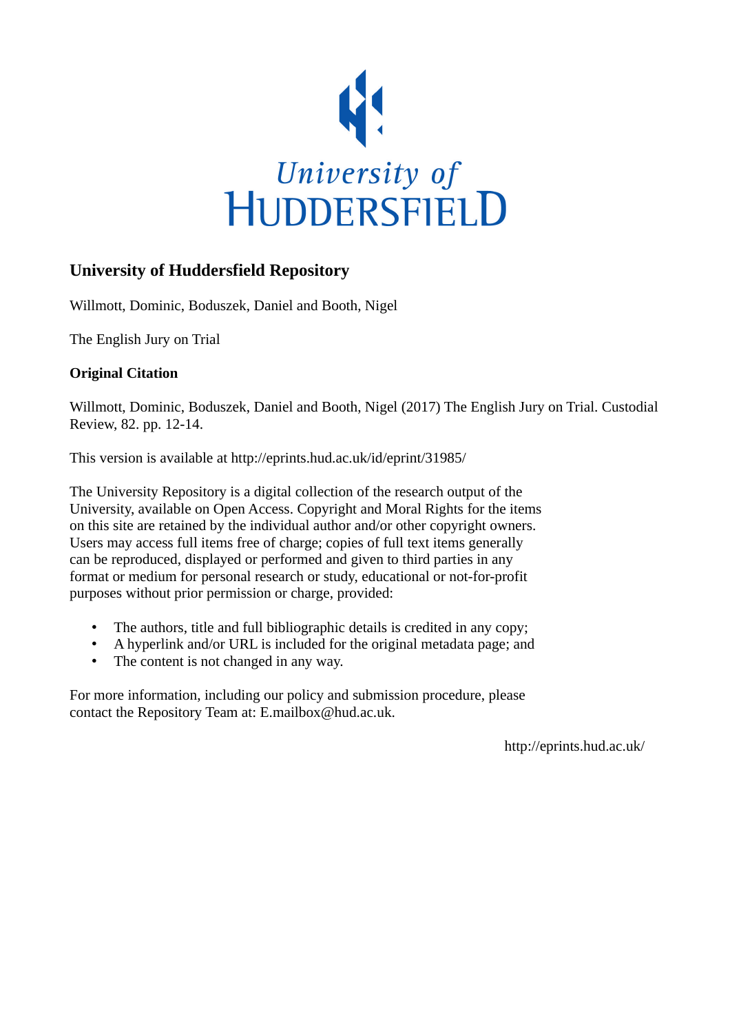University of Huddersfield

## University of Huddersfield Repository

Willmott, Dominic, Boduszek, Daniel and Booth, Nigel

The English Jury on Trial

### Original Citation

Willmott, Dominic, Boduszek, Daniel and Booth, Nigel (2017) The English Jury on Trial. Custodial Review, 82. pp. 12-14.

This version is available at http://eprints.hud.ac.uk/id/eprint/31985/

The University Repository is a digital collection of the research output of the University, available on Open Access. Copyright and Moral Rights for the items on this site are retained by the individual author and/or other copyright owners. Users may access full items free of charge; copies of full text items generally can be reproduced, displayed or performed and given to third parties in any format or medium for personal research or study, educational or not-for-profit purposes without prior permission or charge, provided:

- The authors, title and full bibliographic details is credited in any copy;
- A hyperlink and/or URL is included for the original metadata page; and
- The content is not changed in any way.

For more information, including our policy and submission procedure, please contact the Repository Team at: E.mailbox@hud.ac.uk.

http://eprints.hud.ac.uk/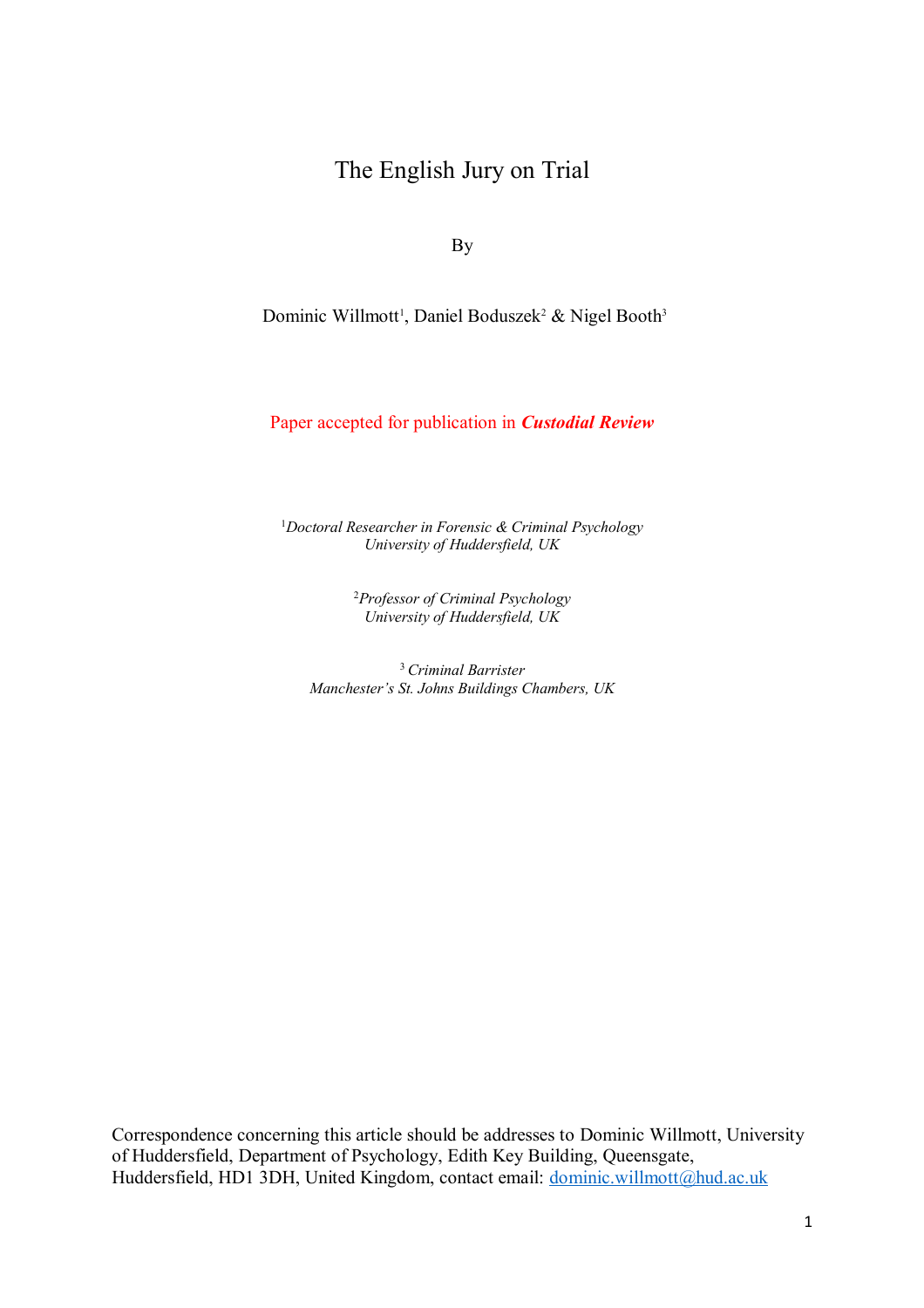# The English Jury on Trial

By

Dominic Willmott[1], Daniel Boduszek[2] & Nigel Booth[3]

Paper accepted for publication in ***Custodial Review***

[1]*Doctoral Researcher in Forensic & Criminal Psychology*
*University of Huddersfield, UK*

[2]*Professor of Criminal Psychology*
*University of Huddersfield, UK*

[3] *Criminal Barrister*
*Manchester's St. Johns Buildings Chambers, UK*

Correspondence concerning this article should be addresses to Dominic Willmott, University of Huddersfield, Department of Psychology, Edith Key Building, Queensgate, Huddersfield, HD1 3DH, United Kingdom, contact email: dominic.willmott@hud.ac.uk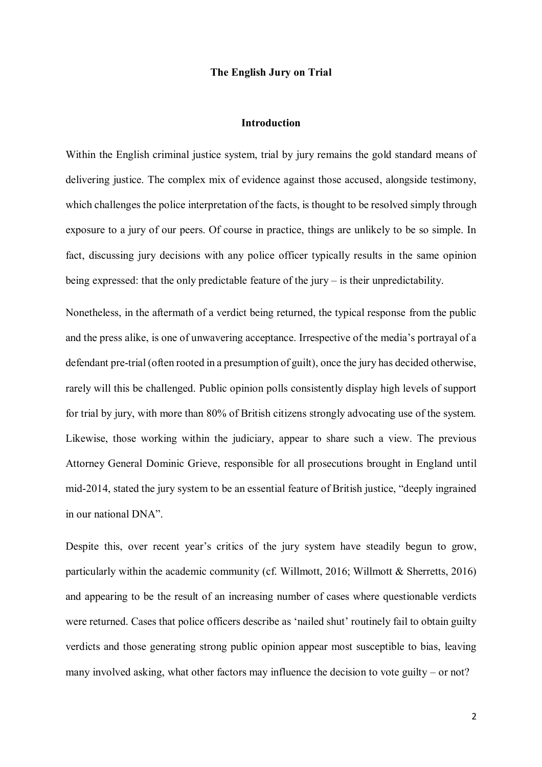# The English Jury on Trial

## Introduction

Within the English criminal justice system, trial by jury remains the gold standard means of delivering justice. The complex mix of evidence against those accused, alongside testimony, which challenges the police interpretation of the facts, is thought to be resolved simply through exposure to a jury of our peers. Of course in practice, things are unlikely to be so simple. In fact, discussing jury decisions with any police officer typically results in the same opinion being expressed: that the only predictable feature of the jury – is their unpredictability.

Nonetheless, in the aftermath of a verdict being returned, the typical response from the public and the press alike, is one of unwavering acceptance. Irrespective of the media's portrayal of a defendant pre-trial (often rooted in a presumption of guilt), once the jury has decided otherwise, rarely will this be challenged. Public opinion polls consistently display high levels of support for trial by jury, with more than 80% of British citizens strongly advocating use of the system. Likewise, those working within the judiciary, appear to share such a view. The previous Attorney General Dominic Grieve, responsible for all prosecutions brought in England until mid-2014, stated the jury system to be an essential feature of British justice, "deeply ingrained in our national DNA".

Despite this, over recent year's critics of the jury system have steadily begun to grow, particularly within the academic community (cf. Willmott, 2016; Willmott & Sherretts, 2016) and appearing to be the result of an increasing number of cases where questionable verdicts were returned. Cases that police officers describe as 'nailed shut' routinely fail to obtain guilty verdicts and those generating strong public opinion appear most susceptible to bias, leaving many involved asking, what other factors may influence the decision to vote guilty – or not?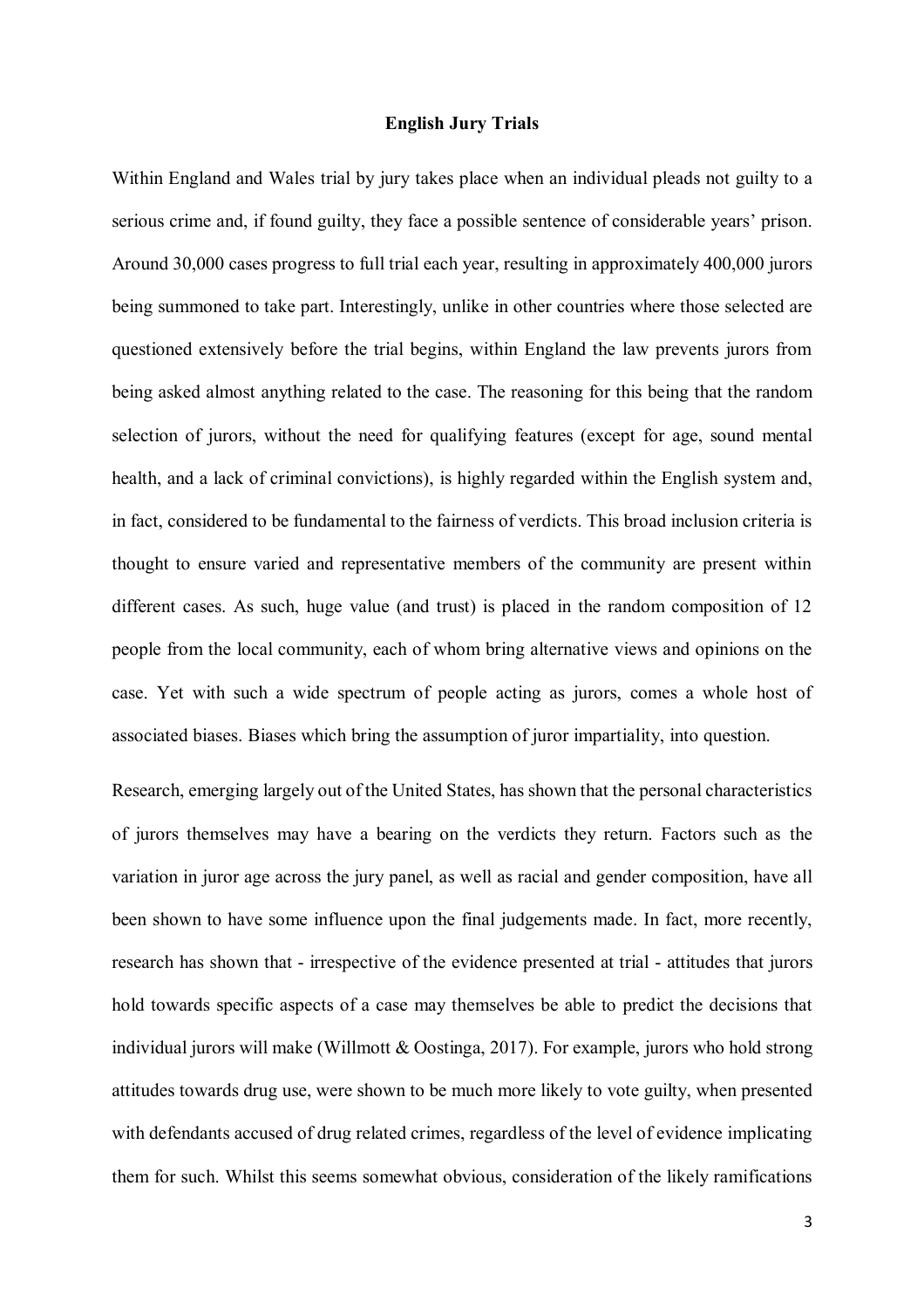## English Jury Trials

Within England and Wales trial by jury takes place when an individual pleads not guilty to a serious crime and, if found guilty, they face a possible sentence of considerable years' prison. Around 30,000 cases progress to full trial each year, resulting in approximately 400,000 jurors being summoned to take part. Interestingly, unlike in other countries where those selected are questioned extensively before the trial begins, within England the law prevents jurors from being asked almost anything related to the case. The reasoning for this being that the random selection of jurors, without the need for qualifying features (except for age, sound mental health, and a lack of criminal convictions), is highly regarded within the English system and, in fact, considered to be fundamental to the fairness of verdicts. This broad inclusion criteria is thought to ensure varied and representative members of the community are present within different cases. As such, huge value (and trust) is placed in the random composition of 12 people from the local community, each of whom bring alternative views and opinions on the case. Yet with such a wide spectrum of people acting as jurors, comes a whole host of associated biases. Biases which bring the assumption of juror impartiality, into question.

Research, emerging largely out of the United States, has shown that the personal characteristics of jurors themselves may have a bearing on the verdicts they return. Factors such as the variation in juror age across the jury panel, as well as racial and gender composition, have all been shown to have some influence upon the final judgements made. In fact, more recently, research has shown that - irrespective of the evidence presented at trial - attitudes that jurors hold towards specific aspects of a case may themselves be able to predict the decisions that individual jurors will make (Willmott & Oostinga, 2017). For example, jurors who hold strong attitudes towards drug use, were shown to be much more likely to vote guilty, when presented with defendants accused of drug related crimes, regardless of the level of evidence implicating them for such. Whilst this seems somewhat obvious, consideration of the likely ramifications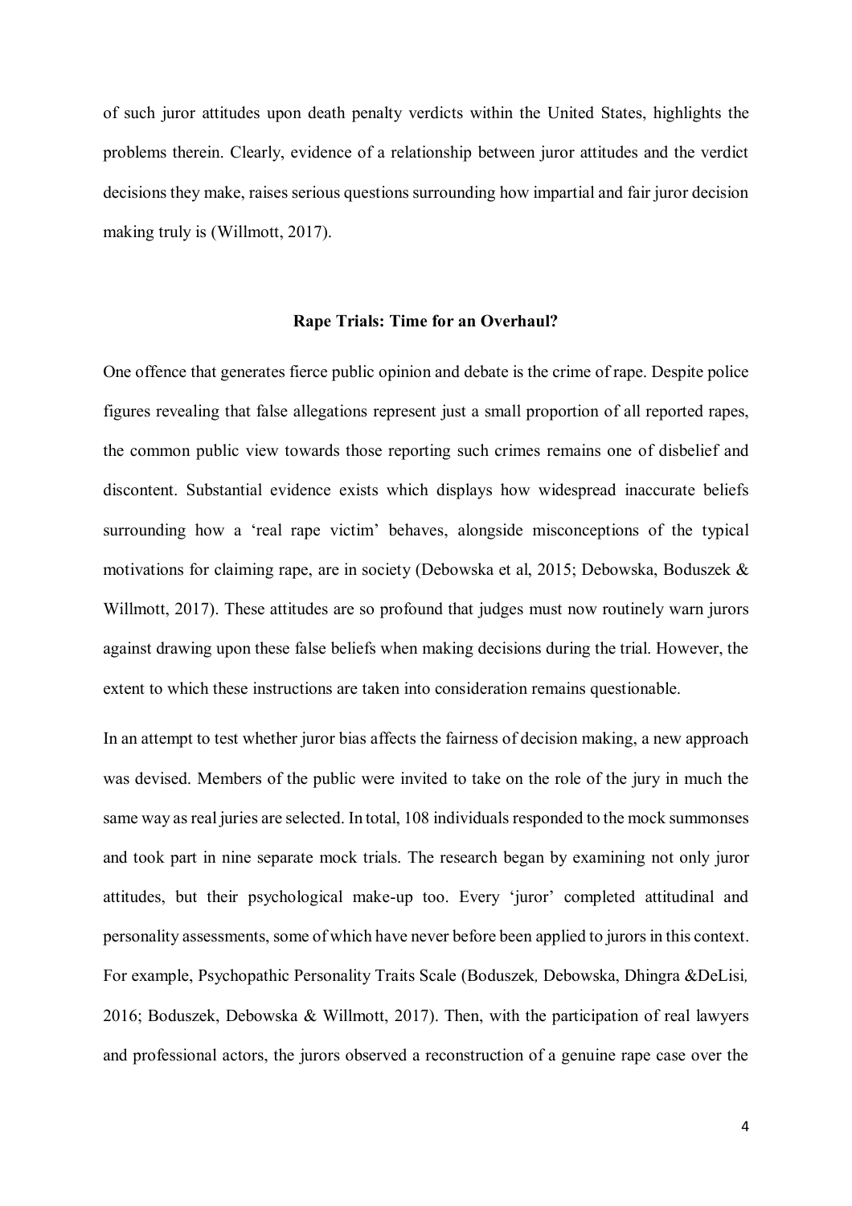of such juror attitudes upon death penalty verdicts within the United States, highlights the problems therein. Clearly, evidence of a relationship between juror attitudes and the verdict decisions they make, raises serious questions surrounding how impartial and fair juror decision making truly is (Willmott, 2017).

## Rape Trials: Time for an Overhaul?

One offence that generates fierce public opinion and debate is the crime of rape. Despite police figures revealing that false allegations represent just a small proportion of all reported rapes, the common public view towards those reporting such crimes remains one of disbelief and discontent. Substantial evidence exists which displays how widespread inaccurate beliefs surrounding how a 'real rape victim' behaves, alongside misconceptions of the typical motivations for claiming rape, are in society (Debowska et al, 2015; Debowska, Boduszek & Willmott, 2017). These attitudes are so profound that judges must now routinely warn jurors against drawing upon these false beliefs when making decisions during the trial. However, the extent to which these instructions are taken into consideration remains questionable.

In an attempt to test whether juror bias affects the fairness of decision making, a new approach was devised. Members of the public were invited to take on the role of the jury in much the same way as real juries are selected. In total, 108 individuals responded to the mock summonses and took part in nine separate mock trials. The research began by examining not only juror attitudes, but their psychological make-up too. Every 'juror' completed attitudinal and personality assessments, some of which have never before been applied to jurors in this context. For example, Psychopathic Personality Traits Scale (Boduszek, Debowska, Dhingra &DeLisi, 2016; Boduszek, Debowska & Willmott, 2017). Then, with the participation of real lawyers and professional actors, the jurors observed a reconstruction of a genuine rape case over the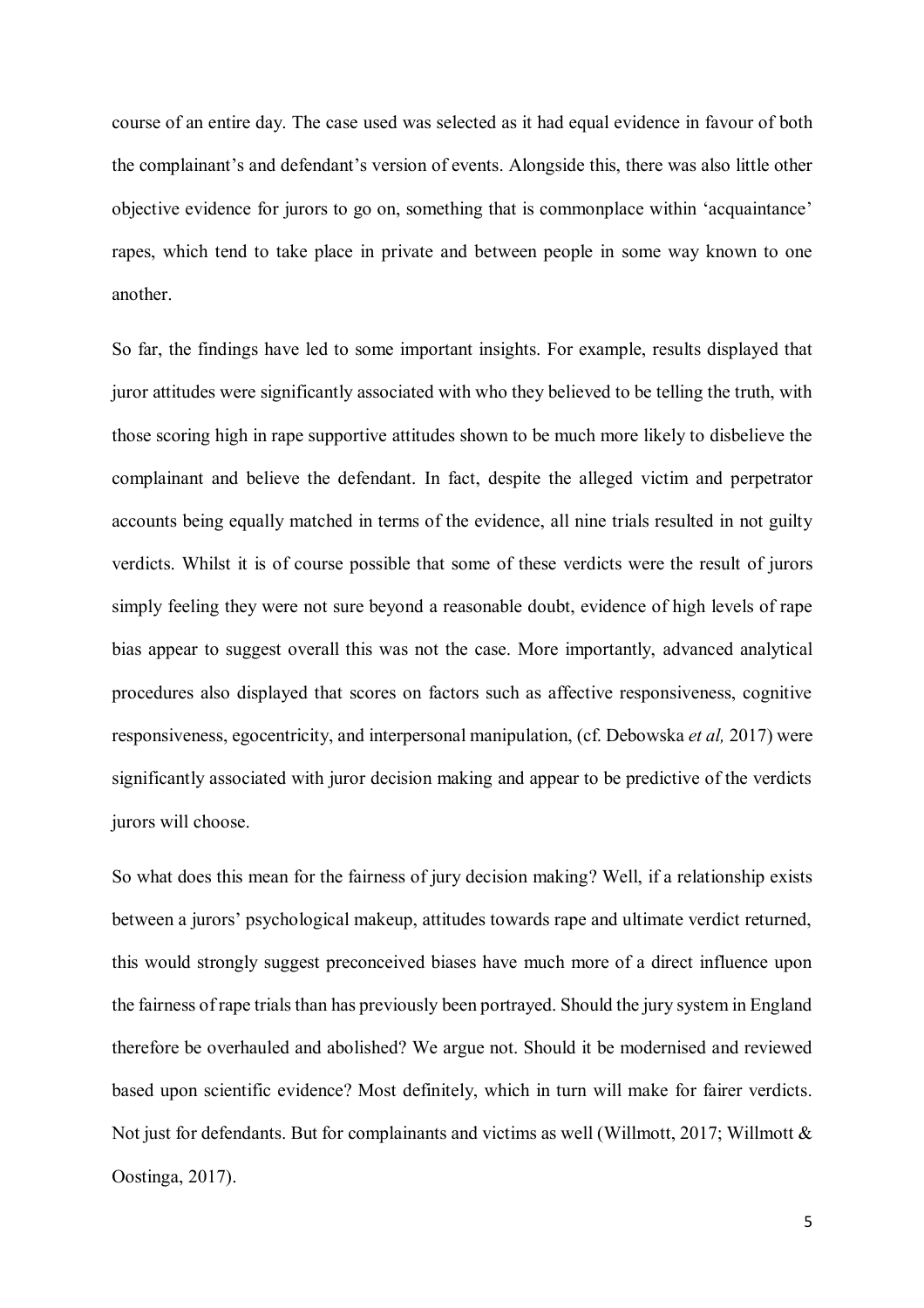course of an entire day. The case used was selected as it had equal evidence in favour of both the complainant's and defendant's version of events. Alongside this, there was also little other objective evidence for jurors to go on, something that is commonplace within 'acquaintance' rapes, which tend to take place in private and between people in some way known to one another.

So far, the findings have led to some important insights. For example, results displayed that juror attitudes were significantly associated with who they believed to be telling the truth, with those scoring high in rape supportive attitudes shown to be much more likely to disbelieve the complainant and believe the defendant. In fact, despite the alleged victim and perpetrator accounts being equally matched in terms of the evidence, all nine trials resulted in not guilty verdicts. Whilst it is of course possible that some of these verdicts were the result of jurors simply feeling they were not sure beyond a reasonable doubt, evidence of high levels of rape bias appear to suggest overall this was not the case. More importantly, advanced analytical procedures also displayed that scores on factors such as affective responsiveness, cognitive responsiveness, egocentricity, and interpersonal manipulation, (cf. Debowska *et al,* 2017) were significantly associated with juror decision making and appear to be predictive of the verdicts jurors will choose.

So what does this mean for the fairness of jury decision making? Well, if a relationship exists between a jurors' psychological makeup, attitudes towards rape and ultimate verdict returned, this would strongly suggest preconceived biases have much more of a direct influence upon the fairness of rape trials than has previously been portrayed. Should the jury system in England therefore be overhauled and abolished? We argue not. Should it be modernised and reviewed based upon scientific evidence? Most definitely, which in turn will make for fairer verdicts. Not just for defendants. But for complainants and victims as well (Willmott, 2017; Willmott & Oostinga, 2017).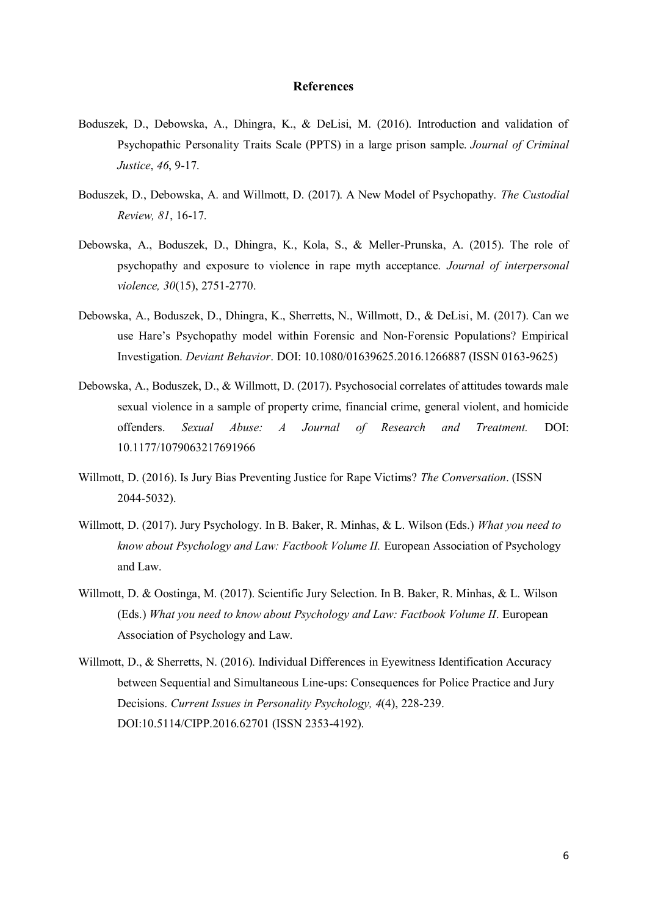## References

Boduszek, D., Debowska, A., Dhingra, K., & DeLisi, M. (2016). Introduction and validation of Psychopathic Personality Traits Scale (PPTS) in a large prison sample. *Journal of Criminal Justice*, *46*, 9-17.

Boduszek, D., Debowska, A. and Willmott, D. (2017). A New Model of Psychopathy. *The Custodial Review, 81*, 16-17.

Debowska, A., Boduszek, D., Dhingra, K., Kola, S., & Meller-Prunska, A. (2015). The role of psychopathy and exposure to violence in rape myth acceptance. *Journal of interpersonal violence, 30*(15), 2751-2770.

Debowska, A., Boduszek, D., Dhingra, K., Sherretts, N., Willmott, D., & DeLisi, M. (2017). Can we use Hare's Psychopathy model within Forensic and Non-Forensic Populations? Empirical Investigation. *Deviant Behavior*. DOI: 10.1080/01639625.2016.1266887 (ISSN 0163-9625)

Debowska, A., Boduszek, D., & Willmott, D. (2017). Psychosocial correlates of attitudes towards male sexual violence in a sample of property crime, financial crime, general violent, and homicide offenders. *Sexual Abuse: A Journal of Research and Treatment.* DOI: 10.1177/1079063217691966

Willmott, D. (2016). Is Jury Bias Preventing Justice for Rape Victims? *The Conversation*. (ISSN 2044-5032).

Willmott, D. (2017). Jury Psychology. In B. Baker, R. Minhas, & L. Wilson (Eds.) *What you need to know about Psychology and Law: Factbook Volume II.* European Association of Psychology and Law.

Willmott, D. & Oostinga, M. (2017). Scientific Jury Selection. In B. Baker, R. Minhas, & L. Wilson (Eds.) *What you need to know about Psychology and Law: Factbook Volume II*. European Association of Psychology and Law.

Willmott, D., & Sherretts, N. (2016). Individual Differences in Eyewitness Identification Accuracy between Sequential and Simultaneous Line-ups: Consequences for Police Practice and Jury Decisions. *Current Issues in Personality Psychology, 4*(4), 228-239. DOI:10.5114/CIPP.2016.62701 (ISSN 2353-4192).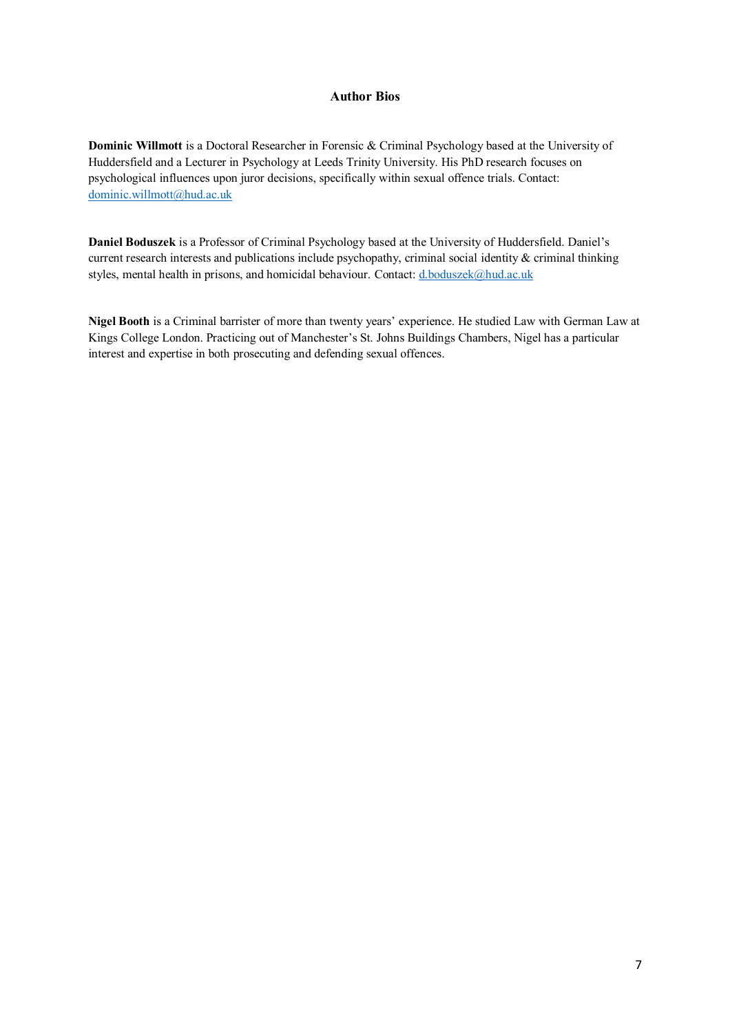## Author Bios

**Dominic Willmott** is a Doctoral Researcher in Forensic & Criminal Psychology based at the University of Huddersfield and a Lecturer in Psychology at Leeds Trinity University. His PhD research focuses on psychological influences upon juror decisions, specifically within sexual offence trials. Contact: dominic.willmott@hud.ac.uk

**Daniel Boduszek** is a Professor of Criminal Psychology based at the University of Huddersfield. Daniel's current research interests and publications include psychopathy, criminal social identity & criminal thinking styles, mental health in prisons, and homicidal behaviour. Contact: d.boduszek@hud.ac.uk

**Nigel Booth** is a Criminal barrister of more than twenty years' experience. He studied Law with German Law at Kings College London. Practicing out of Manchester's St. Johns Buildings Chambers, Nigel has a particular interest and expertise in both prosecuting and defending sexual offences.